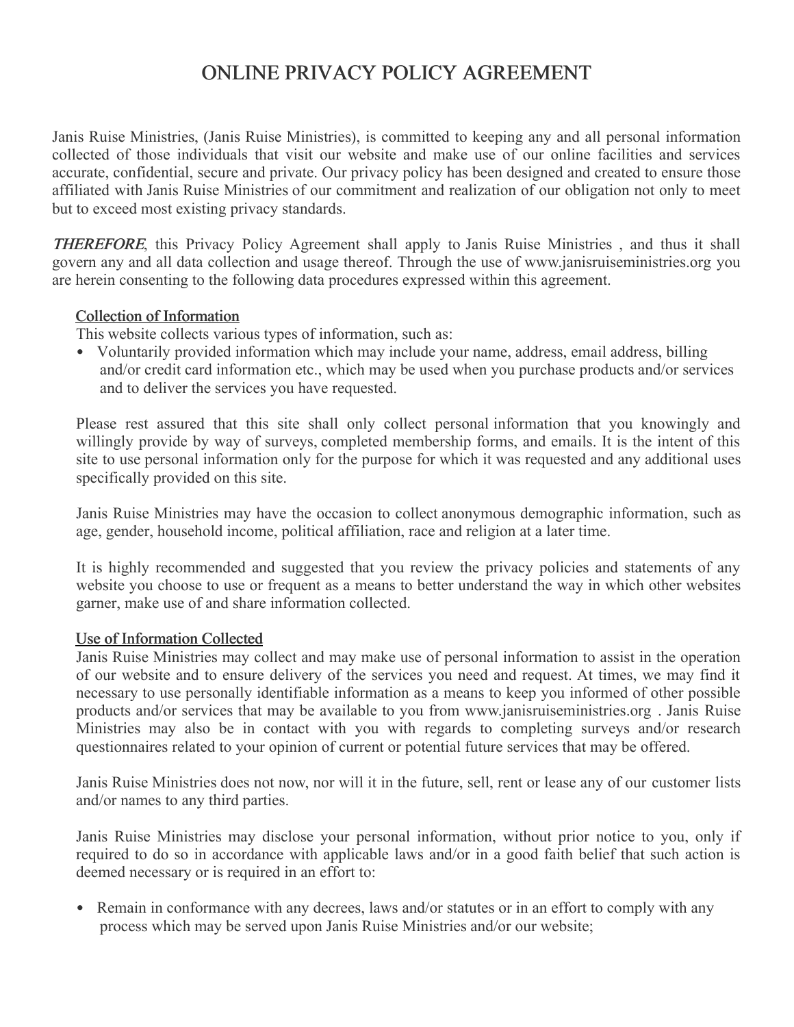# ONLINE PRIVACY POLICY AGREEMENT

Janis Ruise Ministries, (Janis Ruise Ministries), is committed to keeping any and all personal information collected of those individuals that visit our website and make use of our online facilities and services accurate, confidential, secure and private. Our privacy policy has been designed and created to ensure those affiliated with Janis Ruise Ministries of our commitment and realization of our obligation not only to meet but to exceed most existing privacy standards.

***THEREFORE***, this Privacy Policy Agreement shall apply to Janis Ruise Ministries , and thus it shall govern any and all data collection and usage thereof. Through the use of www.janisruiseministries.org you are herein consenting to the following data procedures expressed within this agreement.

## Collection of Information

This website collects various types of information, such as:

- Voluntarily provided information which may include your name, address, email address, billing and/or credit card information etc., which may be used when you purchase products and/or services and to deliver the services you have requested.

Please rest assured that this site shall only collect personal information that you knowingly and willingly provide by way of surveys, completed membership forms, and emails. It is the intent of this site to use personal information only for the purpose for which it was requested and any additional uses specifically provided on this site.

Janis Ruise Ministries may have the occasion to collect anonymous demographic information, such as age, gender, household income, political affiliation, race and religion at a later time.

It is highly recommended and suggested that you review the privacy policies and statements of any website you choose to use or frequent as a means to better understand the way in which other websites garner, make use of and share information collected.

## Use of Information Collected

Janis Ruise Ministries may collect and may make use of personal information to assist in the operation of our website and to ensure delivery of the services you need and request. At times, we may find it necessary to use personally identifiable information as a means to keep you informed of other possible products and/or services that may be available to you from www.janisruiseministries.org . Janis Ruise Ministries may also be in contact with you with regards to completing surveys and/or research questionnaires related to your opinion of current or potential future services that may be offered.

Janis Ruise Ministries does not now, nor will it in the future, sell, rent or lease any of our customer lists and/or names to any third parties.

Janis Ruise Ministries may disclose your personal information, without prior notice to you, only if required to do so in accordance with applicable laws and/or in a good faith belief that such action is deemed necessary or is required in an effort to:

- Remain in conformance with any decrees, laws and/or statutes or in an effort to comply with any process which may be served upon Janis Ruise Ministries and/or our website;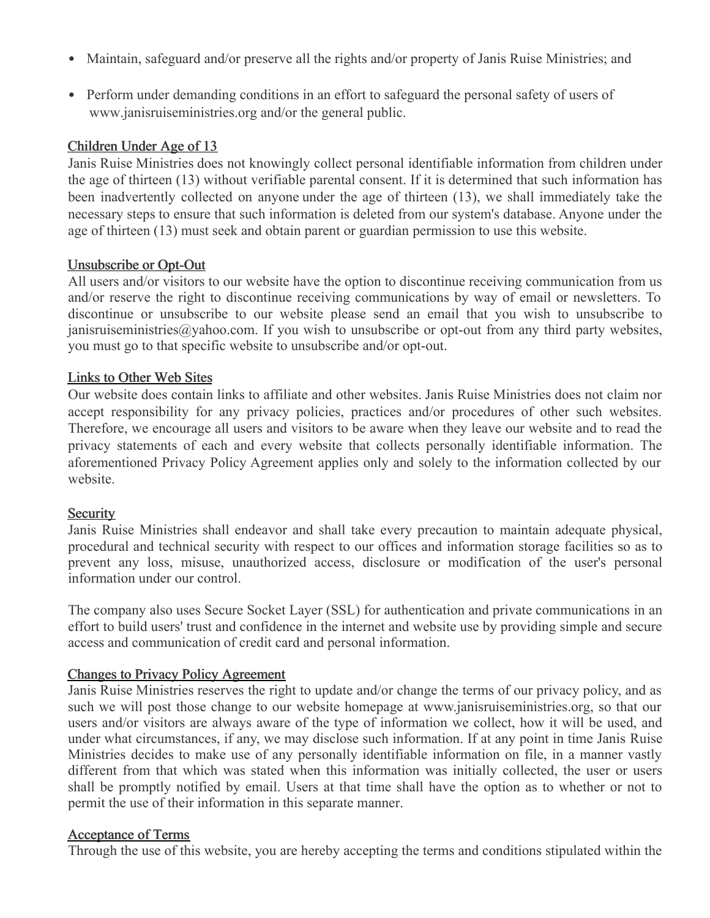- Maintain, safeguard and/or preserve all the rights and/or property of Janis Ruise Ministries; and
- Perform under demanding conditions in an effort to safeguard the personal safety of users of www.janisruiseministries.org and/or the general public.

## Children Under Age of 13

Janis Ruise Ministries does not knowingly collect personal identifiable information from children under the age of thirteen (13) without verifiable parental consent. If it is determined that such information has been inadvertently collected on anyone under the age of thirteen (13), we shall immediately take the necessary steps to ensure that such information is deleted from our system's database. Anyone under the age of thirteen (13) must seek and obtain parent or guardian permission to use this website.

## Unsubscribe or Opt-Out

All users and/or visitors to our website have the option to discontinue receiving communication from us and/or reserve the right to discontinue receiving communications by way of email or newsletters. To discontinue or unsubscribe to our website please send an email that you wish to unsubscribe to janisruiseministries@yahoo.com. If you wish to unsubscribe or opt-out from any third party websites, you must go to that specific website to unsubscribe and/or opt-out.

## Links to Other Web Sites

Our website does contain links to affiliate and other websites. Janis Ruise Ministries does not claim nor accept responsibility for any privacy policies, practices and/or procedures of other such websites. Therefore, we encourage all users and visitors to be aware when they leave our website and to read the privacy statements of each and every website that collects personally identifiable information. The aforementioned Privacy Policy Agreement applies only and solely to the information collected by our website.

## Security

Janis Ruise Ministries shall endeavor and shall take every precaution to maintain adequate physical, procedural and technical security with respect to our offices and information storage facilities so as to prevent any loss, misuse, unauthorized access, disclosure or modification of the user's personal information under our control.

The company also uses Secure Socket Layer (SSL) for authentication and private communications in an effort to build users' trust and confidence in the internet and website use by providing simple and secure access and communication of credit card and personal information.

## Changes to Privacy Policy Agreement

Janis Ruise Ministries reserves the right to update and/or change the terms of our privacy policy, and as such we will post those change to our website homepage at www.janisruiseministries.org, so that our users and/or visitors are always aware of the type of information we collect, how it will be used, and under what circumstances, if any, we may disclose such information. If at any point in time Janis Ruise Ministries decides to make use of any personally identifiable information on file, in a manner vastly different from that which was stated when this information was initially collected, the user or users shall be promptly notified by email. Users at that time shall have the option as to whether or not to permit the use of their information in this separate manner.

## Acceptance of Terms

Through the use of this website, you are hereby accepting the terms and conditions stipulated within the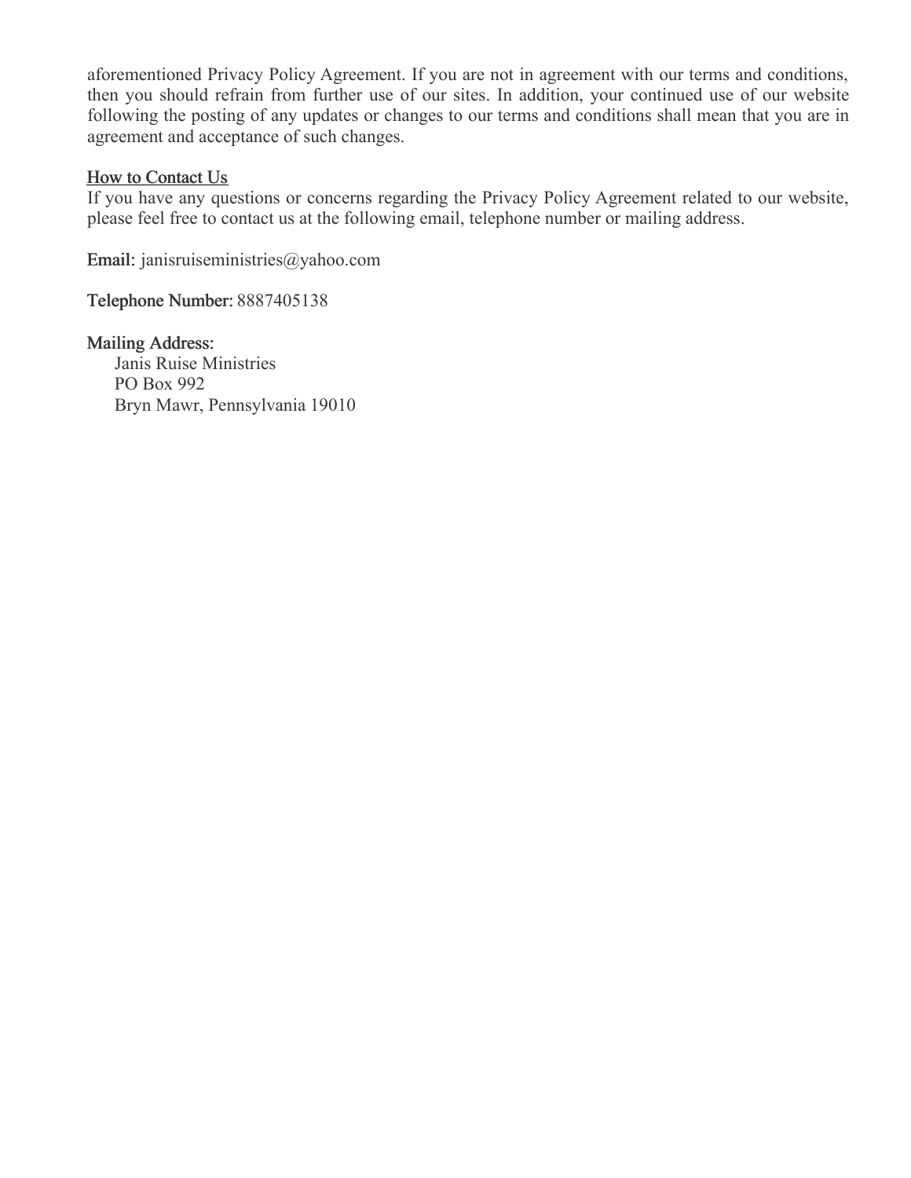aforementioned Privacy Policy Agreement. If you are not in agreement with our terms and conditions, then you should refrain from further use of our sites. In addition, your continued use of our website following the posting of any updates or changes to our terms and conditions shall mean that you are in agreement and acceptance of such changes.

## How to Contact Us

If you have any questions or concerns regarding the Privacy Policy Agreement related to our website, please feel free to contact us at the following email, telephone number or mailing address.

**Email:** janisruiseministries@yahoo.com

**Telephone Number:** 8887405138

**Mailing Address:**

Janis Ruise Ministries  
PO Box 992  
Bryn Mawr, Pennsylvania 19010